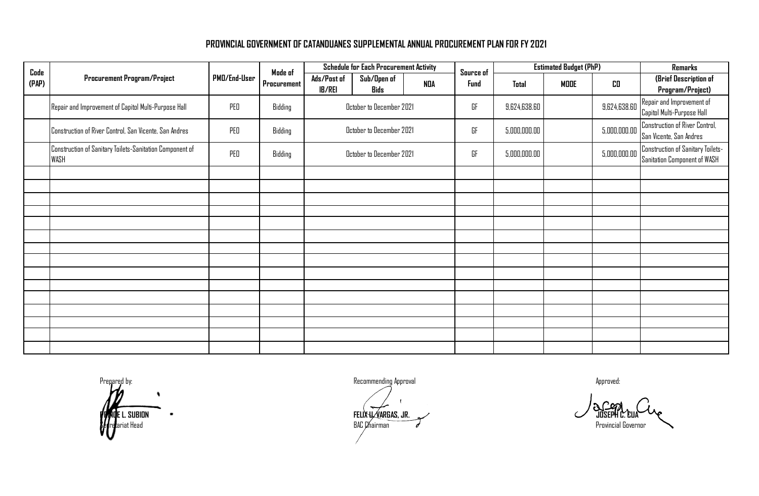# PROVINCIAL GOVERNMENT OF CATANDUANES SUPPLEMENTAL ANNUAL PROCUREMENT PLAN FOR FY 2021

| Code (PAP) | Procurement Program/Project | PMO/End-User | Mode of Procurement | Schedule for Each Procurement Activity | | | Source of Fund | Estimated Budget (PhP) | | | Remarks |
|---|---|---|---|---|---|---|---|---|---|---|---|
| | | | | Ads/Post of IB/REI | Sub/Open of Bids | NOA | | Total | MOOE | CO | (Brief Description of Program/Project) |
| | Repair and Improvement of Capitol Multi-Purpose Hall | PEO | Bidding | October to December 2021 | | | GF | 9,624,638.60 | | 9,624,638.60 | Repair and Improvement of Capitol Multi-Purpose Hall |
| | Construction of River Control, San Vicente, San Andres | PEO | Bidding | October to December 2021 | | | GF | 5,000,000.00 | | 5,000,000.00 | Construction of River Control, San Vicente, San Andres |
| | Construction of Sanitary Toilets-Sanitation Component of WASH | PEO | Bidding | October to December 2021 | | | GF | 5,000,000.00 | | 5,000,000.00 | Construction of Sanitary Toilets-Sanitation Component of WASH |
| | | | | | | | | | | | |
| | | | | | | | | | | | |
| | | | | | | | | | | | |
| | | | | | | | | | | | |
| | | | | | | | | | | | |
| | | | | | | | | | | | |
| | | | | | | | | | | | |
| | | | | | | | | | | | |
| | | | | | | | | | | | |
| | | | | | | | | | | | |
| | | | | | | | | | | | |
| | | | | | | | | | | | |
| | | | | | | | | | | | |
| | | | | | | | | | | | |
| | | | | | | | | | | | |

Prepared by:

**PONCE L. SUBION**
Secretariat Head

Recommending Approval

**FELIX U. VARGAS, JR.**
BAC Chairman

Approved:

**JOSEPH C. CUA**
Provincial Governor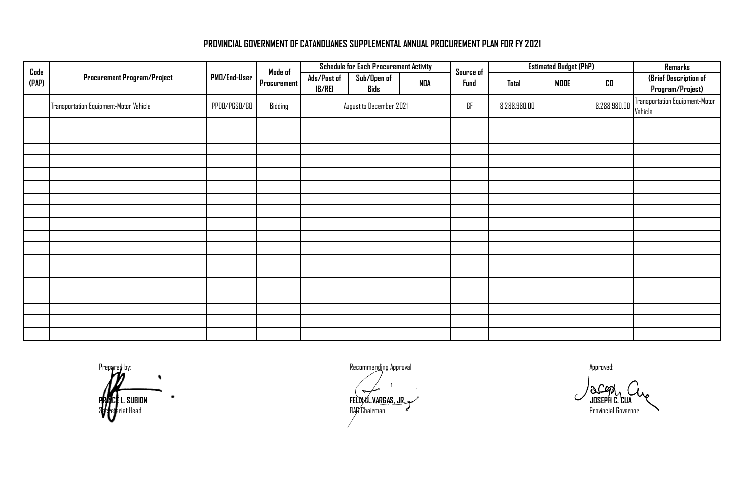# PROVINCIAL GOVERNMENT OF CATANDUANES SUPPLEMENTAL ANNUAL PROCUREMENT PLAN FOR FY 2021

| Code (PAP) | Procurement Program/Project | PMO/End-User | Mode of Procurement | Schedule for Each Procurement Activity | | | Source of Fund | Estimated Budget (PhP) | | | Remarks (Brief Description of Program/Project) |
|---|---|---|---|---|---|---|---|---|---|---|---|
| | | | | Ads/Post of IB/REI | Sub/Open of Bids | NOA | | Total | MOOE | CO | |
| | Transportation Equipment-Motor Vehicle | PPDO/PGSO/GO | Bidding | August to December 2021 | | | GF | 8,288,980.00 | | 8,288,980.00 | Transportation Equipment-Motor Vehicle |
| | | | | | | | | | | | |
| | | | | | | | | | | | |
| | | | | | | | | | | | |
| | | | | | | | | | | | |
| | | | | | | | | | | | |
| | | | | | | | | | | | |
| | | | | | | | | | | | |
| | | | | | | | | | | | |
| | | | | | | | | | | | |
| | | | | | | | | | | | |
| | | | | | | | | | | | |
| | | | | | | | | | | | |
| | | | | | | | | | | | |
| | | | | | | | | | | | |
| | | | | | | | | | | | |
| | | | | | | | | | | | |
| | | | | | | | | | | | |
| | | | | | | | | | | | |

Prepared by:

**PRINCE L. SUBION**
Secretariat Head

Recommending Approval

**FELIX D. VARGAS, JR.**
BAC Chairman

Approved:

**JOSEPH C. CUA**
Provincial Governor